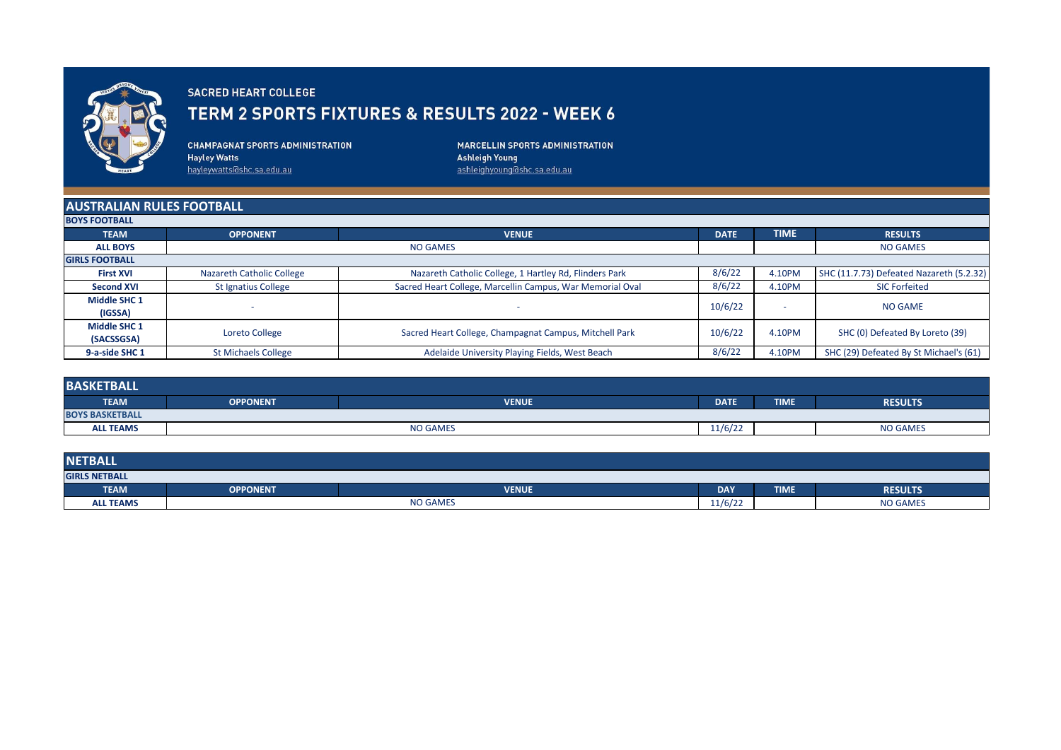# SACRED HEART COLLEGE

## TERM 2 SPORTS FIXTURES & RESULTS 2022 - WEEK 6

**CHAMPAGNAT SPORTS ADMINISTRATION**
**Hayley Watts**
hayleywatts@shc.sa.edu.au

**MARCELLIN SPORTS ADMINISTRATION**
**Ashleigh Young**
ashleighyoung@shc.sa.edu.au

## AUSTRALIAN RULES FOOTBALL

| TEAM | OPPONENT | VENUE | DATE | TIME | RESULTS |
|---|---|---|---|---|---|
| **BOYS FOOTBALL** | | | | | |
| **ALL BOYS** | NO GAMES | | | | NO GAMES |
| **GIRLS FOOTBALL** | | | | | |
| **First XVI** | Nazareth Catholic College | Nazareth Catholic College, 1 Hartley Rd, Flinders Park | 8/6/22 | 4.10PM | SHC (11.7.73) Defeated Nazareth (5.2.32) |
| **Second XVI** | St Ignatius College | Sacred Heart College, Marcellin Campus, War Memorial Oval | 8/6/22 | 4.10PM | SIC Forfeited |
| **Middle SHC 1 (IGSSA)** | - | - | 10/6/22 | - | NO GAME |
| **Middle SHC 1 (SACSSGSA)** | Loreto College | Sacred Heart College, Champagnat Campus, Mitchell Park | 10/6/22 | 4.10PM | SHC (0) Defeated By Loreto (39) |
| **9-a-side SHC 1** | St Michaels College | Adelaide University Playing Fields, West Beach | 8/6/22 | 4.10PM | SHC (29) Defeated By St Michael's (61) |

## BASKETBALL

| TEAM | OPPONENT | VENUE | DATE | TIME | RESULTS |
|---|---|---|---|---|---|
| **BOYS BASKETBALL** | | | | | |
| **ALL TEAMS** | NO GAMES | | 11/6/22 | | NO GAMES |

## NETBALL

| TEAM | OPPONENT | VENUE | DAY | TIME | RESULTS |
|---|---|---|---|---|---|
| **GIRLS NETBALL** | | | | | |
| **ALL TEAMS** | NO GAMES | | 11/6/22 | | NO GAMES |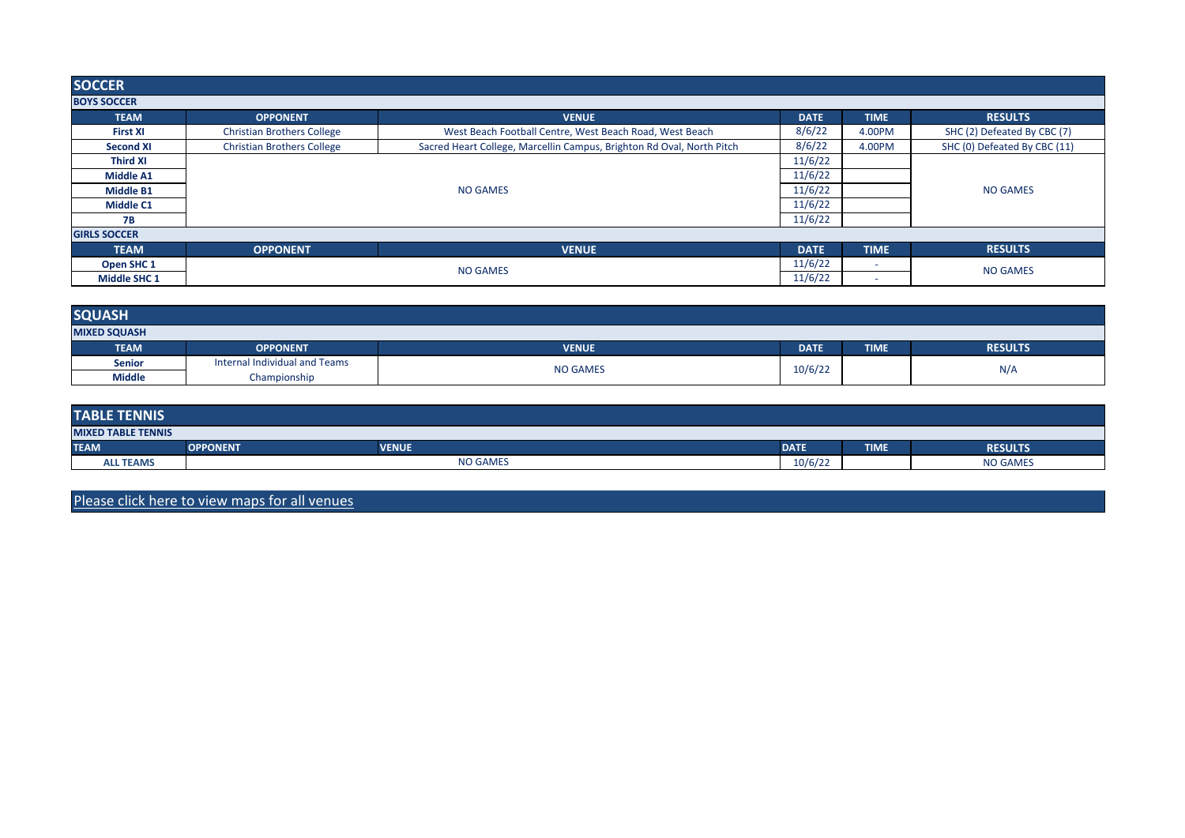## SOCCER

### BOYS SOCCER

| TEAM | OPPONENT | VENUE | DATE | TIME | RESULTS |
|---|---|---|---|---|---|
| **First XI** | Christian Brothers College | West Beach Football Centre, West Beach Road, West Beach | 8/6/22 | 4.00PM | SHC (2) Defeated By CBC (7) |
| **Second XI** | Christian Brothers College | Sacred Heart College, Marcellin Campus, Brighton Rd Oval, North Pitch | 8/6/22 | 4.00PM | SHC (0) Defeated By CBC (11) |
| **Third XI** | NO GAMES | | 11/6/22 | | NO GAMES |
| **Middle A1** | | | 11/6/22 | | |
| **Middle B1** | | | 11/6/22 | | |
| **Middle C1** | | | 11/6/22 | | |
| **7B** | | | 11/6/22 | | |

### GIRLS SOCCER

| TEAM | OPPONENT | VENUE | DATE | TIME | RESULTS |
|---|---|---|---|---|---|
| **Open SHC 1** | NO GAMES | | 11/6/22 | - | NO GAMES |
| **Middle SHC 1** | | | 11/6/22 | - | |

## SQUASH

### MIXED SQUASH

| TEAM | OPPONENT | VENUE | DATE | TIME | RESULTS |
|---|---|---|---|---|---|
| **Senior** | Internal Individual and Teams Championship | NO GAMES | 10/6/22 | | N/A |
| **Middle** | | | | | |

## TABLE TENNIS

### MIXED TABLE TENNIS

| TEAM | OPPONENT | VENUE | DATE | TIME | RESULTS |
|---|---|---|---|---|---|
| ALL TEAMS | NO GAMES | | 10/6/22 | | NO GAMES |

Please click here to view maps for all venues